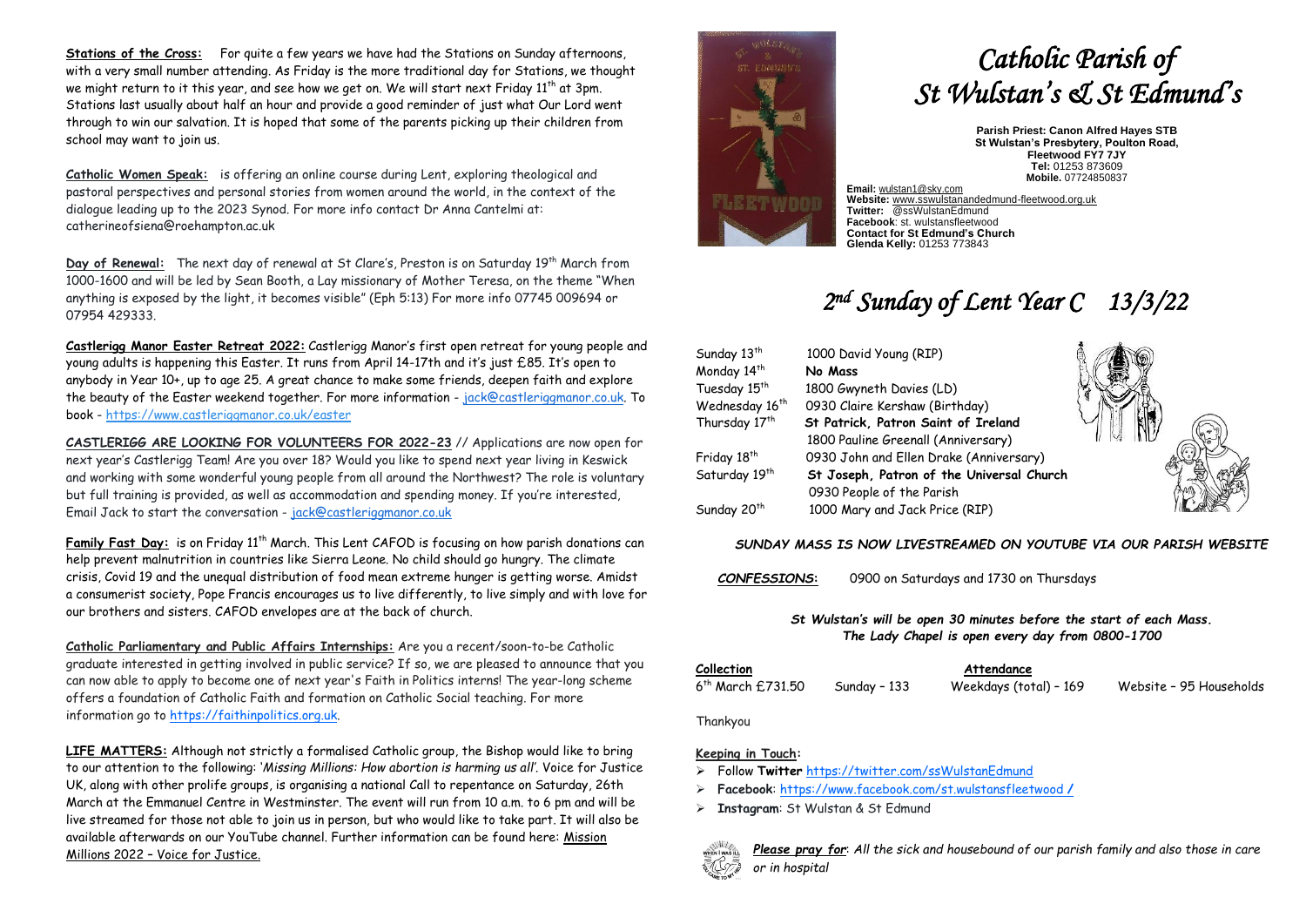# Catholic Parish of St Wulstan's & St Edmund's

**Parish Priest: Canon Alfred Hayes STB**
**St Wulstan's Presbytery, Poulton Road, Fleetwood FY7 7JY**
**Tel:** 01253 873609
**Mobile.** 07724850837

**Email:** wulstan1@sky.com
**Website:** www.sswulstanandedmund-fleetwood.org.uk
**Twitter:** @ssWulstanEdmund
**Facebook**: st. wulstansfleetwood
**Contact for St Edmund's Church**
**Glenda Kelly:** 01253 773843

## 2nd Sunday of Lent Year C 13/3/22

| | |
|---|---|
| Sunday 13th | 1000 David Young (RIP) |
| Monday 14th | **No Mass** |
| Tuesday 15th | 1800 Gwyneth Davies (LD) |
| Wednesday 16th | 0930 Claire Kershaw (Birthday) |
| Thursday 17th | **St Patrick, Patron Saint of Ireland** |
| | 1800 Pauline Greenall (Anniversary) |
| Friday 18th | 0930 John and Ellen Drake (Anniversary) |
| Saturday 19th | **St Joseph, Patron of the Universal Church** |
| | 0930 People of the Parish |
| Sunday 20th | 1000 Mary and Jack Price (RIP) |

***SUNDAY MASS IS NOW LIVESTREAMED ON YOUTUBE VIA OUR PARISH WEBSITE***

***CONFESSIONS:*** 0900 on Saturdays and 1730 on Thursdays

***St Wulstan's will be open 30 minutes before the start of each Mass.***
***The Lady Chapel is open every day from 0800-1700***

| **Collection** | | **Attendance** | |
|---|---|---|---|
| 6th March £731.50 | Sunday – 133 | Weekdays (total) – 169 | Website – 95 Households |

Thankyou

**Keeping in Touch:**

- Follow **Twitter** https://twitter.com/ssWulstanEdmund
- **Facebook**: https://www.facebook.com/st.wulstansfleetwood /
- **Instagram**: St Wulstan & St Edmund

***Please pray for****: All the sick and housebound of our parish family and also those in care or in hospital*

**Stations of the Cross:** For quite a few years we have had the Stations on Sunday afternoons, with a very small number attending. As Friday is the more traditional day for Stations, we thought we might return to it this year, and see how we get on. We will start next Friday 11th at 3pm. Stations last usually about half an hour and provide a good reminder of just what Our Lord went through to win our salvation. It is hoped that some of the parents picking up their children from school may want to join us.

**Catholic Women Speak:** is offering an online course during Lent, exploring theological and pastoral perspectives and personal stories from women around the world, in the context of the dialogue leading up to the 2023 Synod. For more info contact Dr Anna Cantelmi at: catherineofsiena@roehampton.ac.uk

**Day of Renewal:** The next day of renewal at St Clare's, Preston is on Saturday 19th March from 1000-1600 and will be led by Sean Booth, a Lay missionary of Mother Teresa, on the theme "When anything is exposed by the light, it becomes visible" (Eph 5:13) For more info 07745 009694 or 07954 429333.

**Castlerigg Manor Easter Retreat 2022:** Castlerigg Manor's first open retreat for young people and young adults is happening this Easter. It runs from April 14-17th and it's just £85. It's open to anybody in Year 10+, up to age 25. A great chance to make some friends, deepen faith and explore the beauty of the Easter weekend together. For more information - jack@castleriggmanor.co.uk. To book - https://www.castleriggmanor.co.uk/easter

**CASTLERIGG ARE LOOKING FOR VOLUNTEERS FOR 2022-23** // Applications are now open for next year's Castlerigg Team! Are you over 18? Would you like to spend next year living in Keswick and working with some wonderful young people from all around the Northwest? The role is voluntary but full training is provided, as well as accommodation and spending money. If you're interested, Email Jack to start the conversation - jack@castleriggmanor.co.uk

**Family Fast Day:** is on Friday 11th March. This Lent CAFOD is focusing on how parish donations can help prevent malnutrition in countries like Sierra Leone. No child should go hungry. The climate crisis, Covid 19 and the unequal distribution of food mean extreme hunger is getting worse. Amidst a consumerist society, Pope Francis encourages us to live differently, to live simply and with love for our brothers and sisters. CAFOD envelopes are at the back of church.

**Catholic Parliamentary and Public Affairs Internships:** Are you a recent/soon-to-be Catholic graduate interested in getting involved in public service? If so, we are pleased to announce that you can now able to apply to become one of next year's Faith in Politics interns! The year-long scheme offers a foundation of Catholic Faith and formation on Catholic Social teaching. For more information go to https://faithinpolitics.org.uk.

**LIFE MATTERS:** Although not strictly a formalised Catholic group, the Bishop would like to bring to our attention to the following: '*Missing Millions: How abortion is harming us all*'. Voice for Justice UK, along with other prolife groups, is organising a national Call to repentance on Saturday, 26th March at the Emmanuel Centre in Westminster. The event will run from 10 a.m. to 6 pm and will be live streamed for those not able to join us in person, but who would like to take part. It will also be available afterwards on our YouTube channel. Further information can be found here: Mission Millions 2022 – Voice for Justice.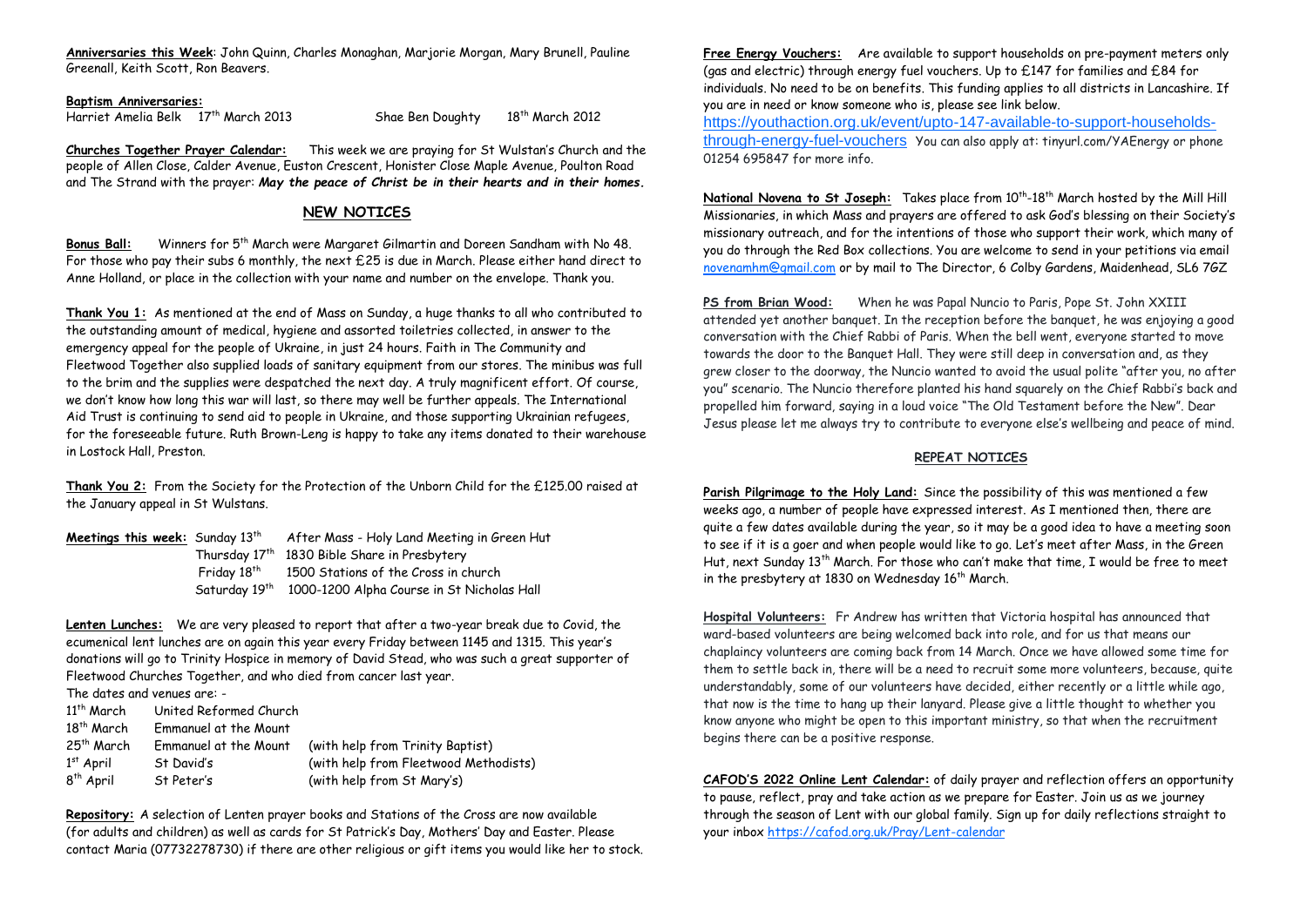**Anniversaries this Week**: John Quinn, Charles Monaghan, Marjorie Morgan, Mary Brunell, Pauline Greenall, Keith Scott, Ron Beavers.

**Baptism Anniversaries:**

Harriet Amelia Belk 17th March 2013 Shae Ben Doughty 18th March 2012

**Churches Together Prayer Calendar:** This week we are praying for St Wulstan's Church and the people of Allen Close, Calder Avenue, Euston Crescent, Honister Close Maple Avenue, Poulton Road and The Strand with the prayer: ***May the peace of Christ be in their hearts and in their homes.***

## NEW NOTICES

**Bonus Ball:** Winners for 5th March were Margaret Gilmartin and Doreen Sandham with No 48. For those who pay their subs 6 monthly, the next £25 is due in March. Please either hand direct to Anne Holland, or place in the collection with your name and number on the envelope. Thank you.

**Thank You 1:** As mentioned at the end of Mass on Sunday, a huge thanks to all who contributed to the outstanding amount of medical, hygiene and assorted toiletries collected, in answer to the emergency appeal for the people of Ukraine, in just 24 hours. Faith in The Community and Fleetwood Together also supplied loads of sanitary equipment from our stores. The minibus was full to the brim and the supplies were despatched the next day. A truly magnificent effort. Of course, we don't know how long this war will last, so there may well be further appeals. The International Aid Trust is continuing to send aid to people in Ukraine, and those supporting Ukrainian refugees, for the foreseeable future. Ruth Brown-Leng is happy to take any items donated to their warehouse in Lostock Hall, Preston.

**Thank You 2:** From the Society for the Protection of the Unborn Child for the £125.00 raised at the January appeal in St Wulstans.

| | | |
|---|---|---|
| **Meetings this week:** | Sunday 13th | After Mass - Holy Land Meeting in Green Hut |
| | Thursday 17th | 1830 Bible Share in Presbytery |
| | Friday 18th | 1500 Stations of the Cross in church |
| | Saturday 19th | 1000-1200 Alpha Course in St Nicholas Hall |

**Lenten Lunches:** We are very pleased to report that after a two-year break due to Covid, the ecumenical lent lunches are on again this year every Friday between 1145 and 1315. This year's donations will go to Trinity Hospice in memory of David Stead, who was such a great supporter of Fleetwood Churches Together, and who died from cancer last year.

The dates and venues are: -

| | | |
|---|---|---|
| 11th March | United Reformed Church | |
| 18th March | Emmanuel at the Mount | |
| 25th March | Emmanuel at the Mount | (with help from Trinity Baptist) |
| 1st April | St David's | (with help from Fleetwood Methodists) |
| 8th April | St Peter's | (with help from St Mary's) |

**Repository:** A selection of Lenten prayer books and Stations of the Cross are now available (for adults and children) as well as cards for St Patrick's Day, Mothers' Day and Easter. Please contact Maria (07732278730) if there are other religious or gift items you would like her to stock.

**Free Energy Vouchers:** Are available to support households on pre-payment meters only (gas and electric) through energy fuel vouchers. Up to £147 for families and £84 for individuals. No need to be on benefits. This funding applies to all districts in Lancashire. If you are in need or know someone who is, please see link below. https://youthaction.org.uk/event/upto-147-available-to-support-households-through-energy-fuel-vouchers You can also apply at: tinyurl.com/YAEnergy or phone 01254 695847 for more info.

**National Novena to St Joseph:** Takes place from 10th-18th March hosted by the Mill Hill Missionaries, in which Mass and prayers are offered to ask God's blessing on their Society's missionary outreach, and for the intentions of those who support their work, which many of you do through the Red Box collections. You are welcome to send in your petitions via email novenamhm@gmail.com or by mail to The Director, 6 Colby Gardens, Maidenhead, SL6 7GZ

**PS from Brian Wood:** When he was Papal Nuncio to Paris, Pope St. John XXIII attended yet another banquet. In the reception before the banquet, he was enjoying a good conversation with the Chief Rabbi of Paris. When the bell went, everyone started to move towards the door to the Banquet Hall. They were still deep in conversation and, as they grew closer to the doorway, the Nuncio wanted to avoid the usual polite "after you, no after you" scenario. The Nuncio therefore planted his hand squarely on the Chief Rabbi's back and propelled him forward, saying in a loud voice "The Old Testament before the New". Dear Jesus please let me always try to contribute to everyone else's wellbeing and peace of mind.

## REPEAT NOTICES

**Parish Pilgrimage to the Holy Land:** Since the possibility of this was mentioned a few weeks ago, a number of people have expressed interest. As I mentioned then, there are quite a few dates available during the year, so it may be a good idea to have a meeting soon to see if it is a goer and when people would like to go. Let's meet after Mass, in the Green Hut, next Sunday 13th March. For those who can't make that time, I would be free to meet in the presbytery at 1830 on Wednesday 16th March.

**Hospital Volunteers:** Fr Andrew has written that Victoria hospital has announced that ward-based volunteers are being welcomed back into role, and for us that means our chaplaincy volunteers are coming back from 14 March. Once we have allowed some time for them to settle back in, there will be a need to recruit some more volunteers, because, quite understandably, some of our volunteers have decided, either recently or a little while ago, that now is the time to hang up their lanyard. Please give a little thought to whether you know anyone who might be open to this important ministry, so that when the recruitment begins there can be a positive response.

**CAFOD'S 2022 Online Lent Calendar:** of daily prayer and reflection offers an opportunity to pause, reflect, pray and take action as we prepare for Easter. Join us as we journey through the season of Lent with our global family. Sign up for daily reflections straight to your inbox https://cafod.org.uk/Pray/Lent-calendar